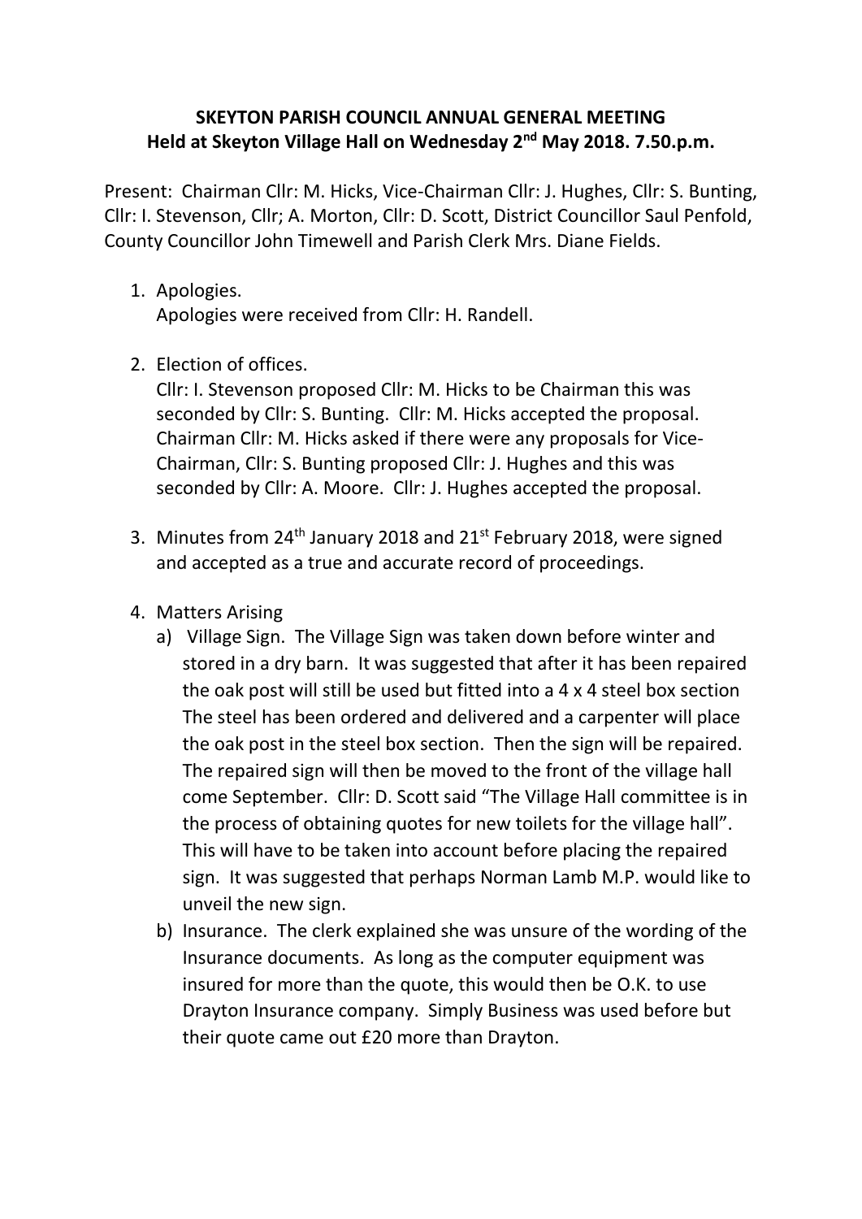**SKEYTON PARISH COUNCIL ANNUAL GENERAL MEETING**
**Held at Skeyton Village Hall on Wednesday 2nd May 2018. 7.50.p.m.**

Present: Chairman Cllr: M. Hicks, Vice-Chairman Cllr: J. Hughes, Cllr: S. Bunting, Cllr: I. Stevenson, Cllr; A. Morton, Cllr: D. Scott, District Councillor Saul Penfold, County Councillor John Timewell and Parish Clerk Mrs. Diane Fields.

1. Apologies.
   Apologies were received from Cllr: H. Randell.

2. Election of offices.
   Cllr: I. Stevenson proposed Cllr: M. Hicks to be Chairman this was seconded by Cllr: S. Bunting. Cllr: M. Hicks accepted the proposal. Chairman Cllr: M. Hicks asked if there were any proposals for Vice-Chairman, Cllr: S. Bunting proposed Cllr: J. Hughes and this was seconded by Cllr: A. Moore. Cllr: J. Hughes accepted the proposal.

3. Minutes from 24th January 2018 and 21st February 2018, were signed and accepted as a true and accurate record of proceedings.

4. Matters Arising
   a) Village Sign. The Village Sign was taken down before winter and stored in a dry barn. It was suggested that after it has been repaired the oak post will still be used but fitted into a 4 x 4 steel box section The steel has been ordered and delivered and a carpenter will place the oak post in the steel box section. Then the sign will be repaired. The repaired sign will then be moved to the front of the village hall come September. Cllr: D. Scott said "The Village Hall committee is in the process of obtaining quotes for new toilets for the village hall". This will have to be taken into account before placing the repaired sign. It was suggested that perhaps Norman Lamb M.P. would like to unveil the new sign.
   b) Insurance. The clerk explained she was unsure of the wording of the Insurance documents. As long as the computer equipment was insured for more than the quote, this would then be O.K. to use Drayton Insurance company. Simply Business was used before but their quote came out £20 more than Drayton.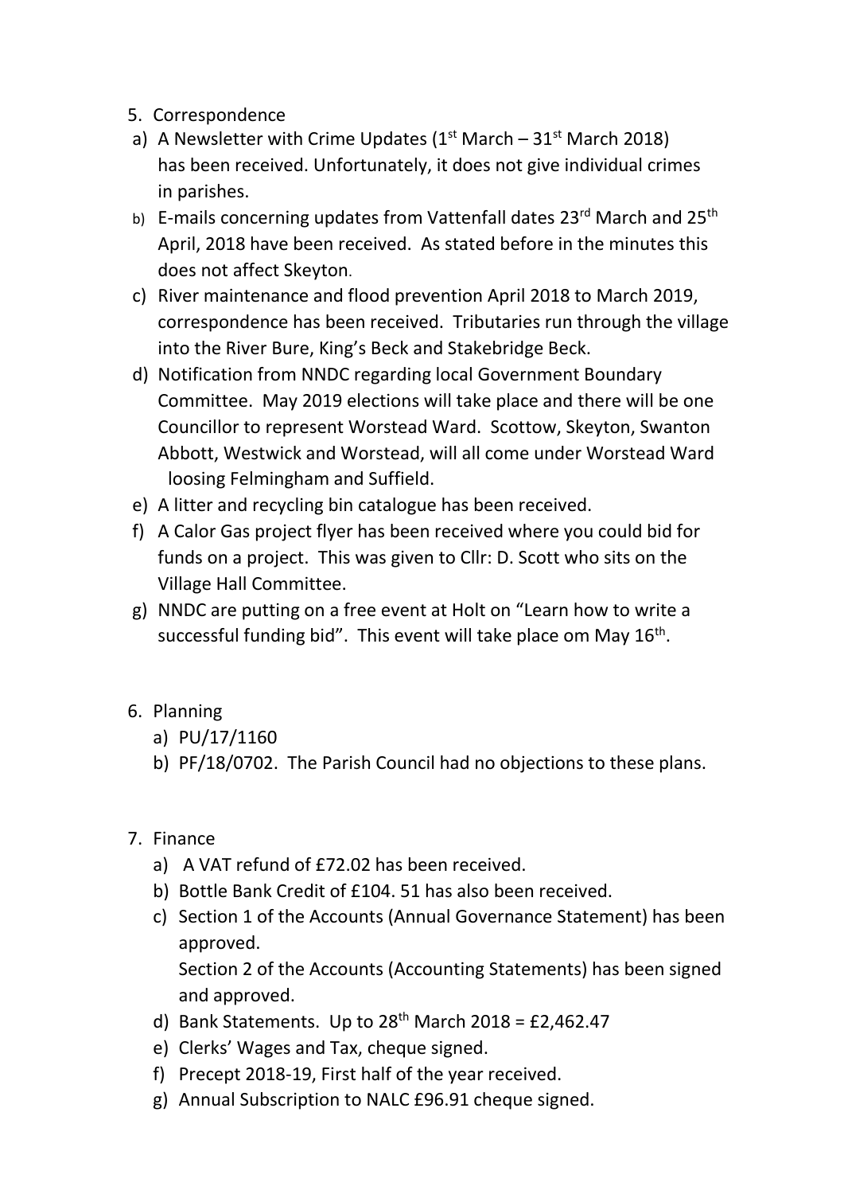5. Correspondence

a) A Newsletter with Crime Updates (1st March – 31st March 2018) has been received. Unfortunately, it does not give individual crimes in parishes.
b) E-mails concerning updates from Vattenfall dates 23rd March and 25th April, 2018 have been received. As stated before in the minutes this does not affect Skeyton.
c) River maintenance and flood prevention April 2018 to March 2019, correspondence has been received. Tributaries run through the village into the River Bure, King's Beck and Stakebridge Beck.
d) Notification from NNDC regarding local Government Boundary Committee. May 2019 elections will take place and there will be one Councillor to represent Worstead Ward. Scottow, Skeyton, Swanton Abbott, Westwick and Worstead, will all come under Worstead Ward loosing Felmingham and Suffield.
e) A litter and recycling bin catalogue has been received.
f) A Calor Gas project flyer has been received where you could bid for funds on a project. This was given to Cllr: D. Scott who sits on the Village Hall Committee.
g) NNDC are putting on a free event at Holt on "Learn how to write a successful funding bid". This event will take place om May 16th.

6. Planning

a) PU/17/1160
b) PF/18/0702. The Parish Council had no objections to these plans.

7. Finance

a) A VAT refund of £72.02 has been received.
b) Bottle Bank Credit of £104. 51 has also been received.
c) Section 1 of the Accounts (Annual Governance Statement) has been approved.
   Section 2 of the Accounts (Accounting Statements) has been signed and approved.
d) Bank Statements. Up to 28th March 2018 = £2,462.47
e) Clerks' Wages and Tax, cheque signed.
f) Precept 2018-19, First half of the year received.
g) Annual Subscription to NALC £96.91 cheque signed.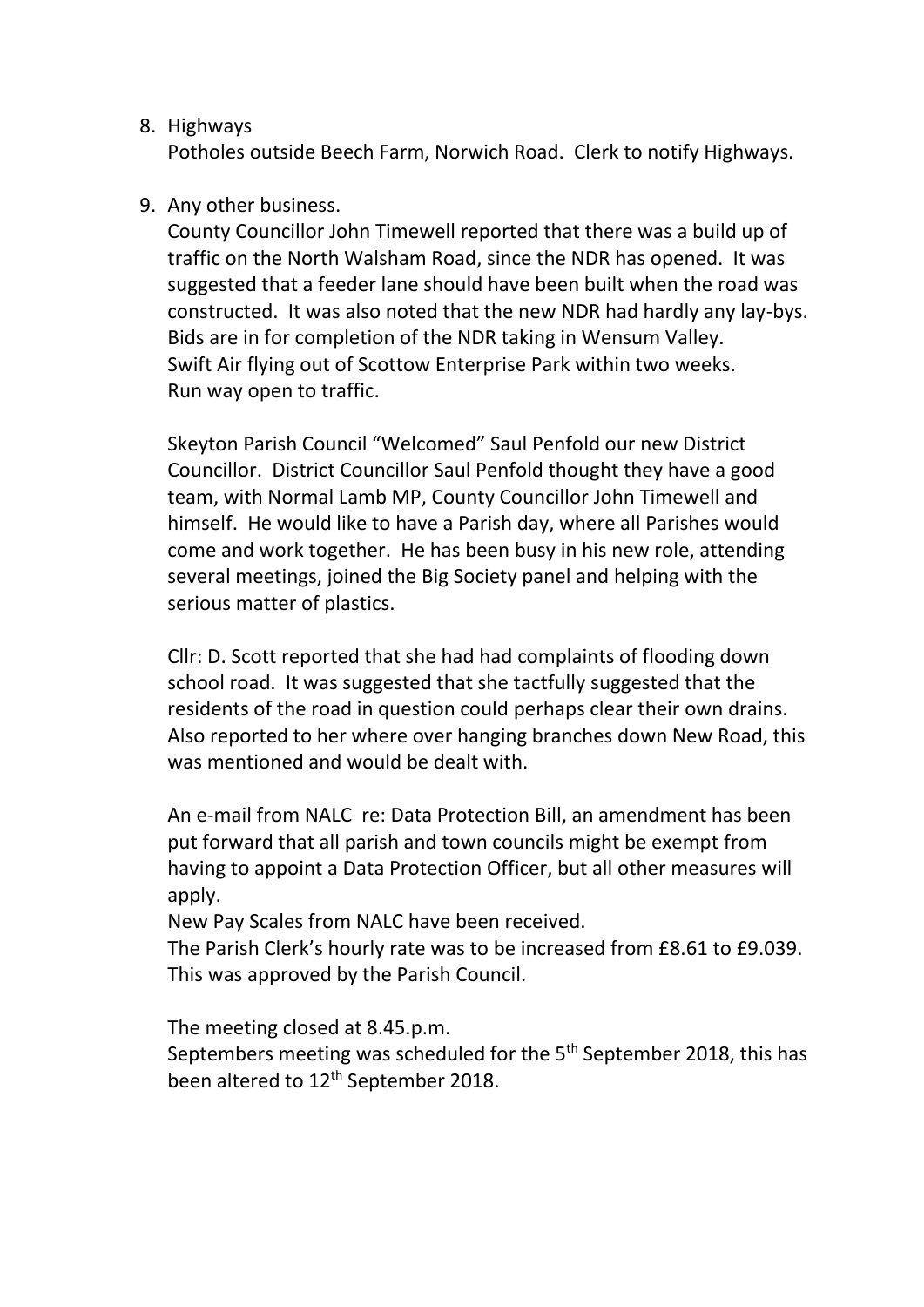8. Highways

   Potholes outside Beech Farm, Norwich Road. Clerk to notify Highways.

9. Any other business.

   County Councillor John Timewell reported that there was a build up of traffic on the North Walsham Road, since the NDR has opened. It was suggested that a feeder lane should have been built when the road was constructed. It was also noted that the new NDR had hardly any lay-bys. Bids are in for completion of the NDR taking in Wensum Valley.
   Swift Air flying out of Scottow Enterprise Park within two weeks.
   Run way open to traffic.

   Skeyton Parish Council "Welcomed" Saul Penfold our new District Councillor. District Councillor Saul Penfold thought they have a good team, with Normal Lamb MP, County Councillor John Timewell and himself. He would like to have a Parish day, where all Parishes would come and work together. He has been busy in his new role, attending several meetings, joined the Big Society panel and helping with the serious matter of plastics.

   Cllr: D. Scott reported that she had had complaints of flooding down school road. It was suggested that she tactfully suggested that the residents of the road in question could perhaps clear their own drains. Also reported to her where over hanging branches down New Road, this was mentioned and would be dealt with.

   An e-mail from NALC re: Data Protection Bill, an amendment has been put forward that all parish and town councils might be exempt from having to appoint a Data Protection Officer, but all other measures will apply.
   New Pay Scales from NALC have been received.
   The Parish Clerk's hourly rate was to be increased from £8.61 to £9.039. This was approved by the Parish Council.

   The meeting closed at 8.45.p.m.
   Septembers meeting was scheduled for the 5th September 2018, this has been altered to 12th September 2018.